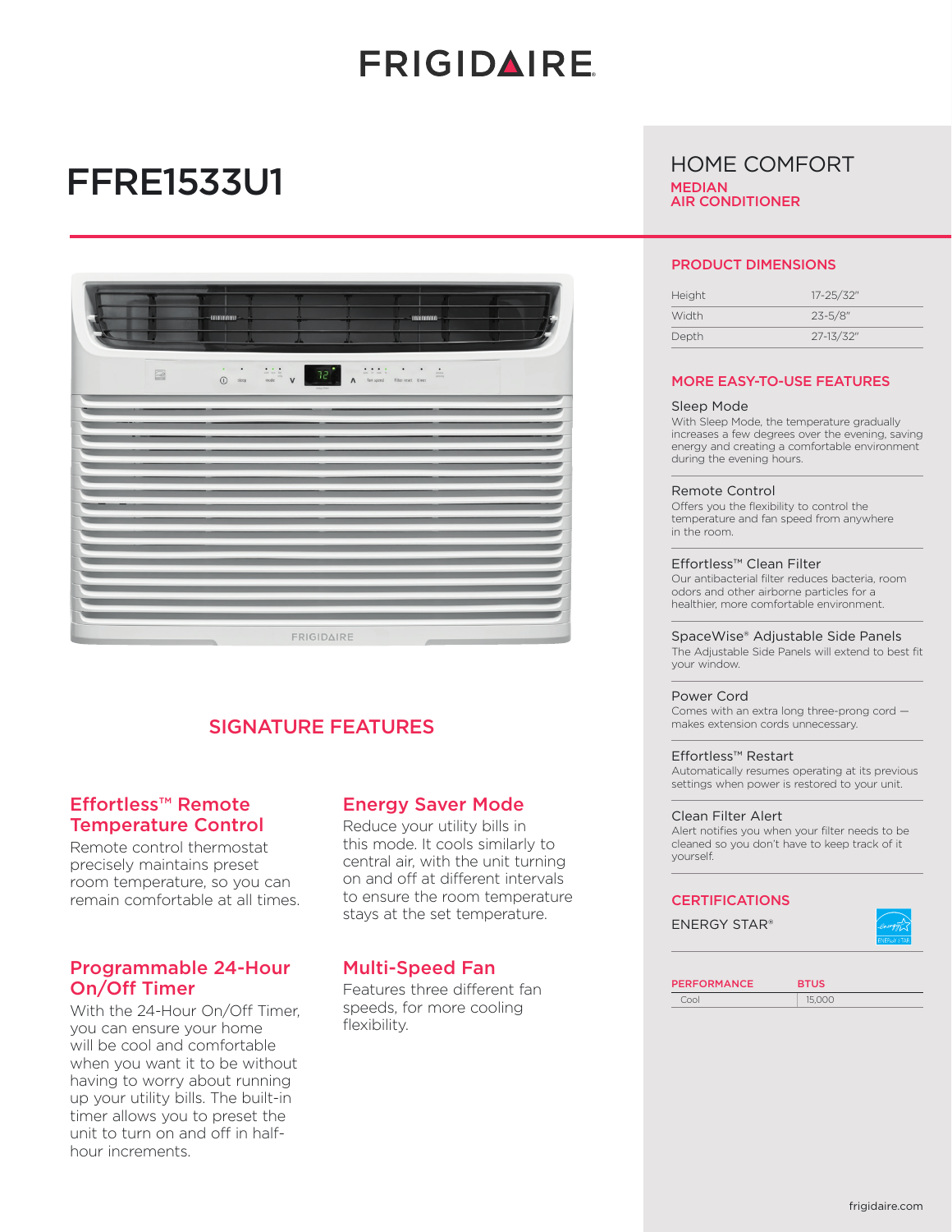# FRIGIDAIRE

# FFRE1533U1

## HOME COMFORT

**MEDIAN AIR CONDITIONER**

## SIGNATURE FEATURES

### Effortless™ Remote Temperature Control

Remote control thermostat precisely maintains preset room temperature, so you can remain comfortable at all times.

### Energy Saver Mode

Reduce your utility bills in this mode. It cools similarly to central air, with the unit turning on and off at different intervals to ensure the room temperature stays at the set temperature.

### Programmable 24-Hour On/Off Timer

With the 24-Hour On/Off Timer, you can ensure your home will be cool and comfortable when you want it to be without having to worry about running up your utility bills. The built-in timer allows you to preset the unit to turn on and off in half-hour increments.

### Multi-Speed Fan

Features three different fan speeds, for more cooling flexibility.

## PRODUCT DIMENSIONS

| | |
|---|---|
| Height | 17-25/32" |
| Width | 23-5/8" |
| Depth | 27-13/32" |

## MORE EASY-TO-USE FEATURES

**Sleep Mode**
With Sleep Mode, the temperature gradually increases a few degrees over the evening, saving energy and creating a comfortable environment during the evening hours.

**Remote Control**
Offers you the flexibility to control the temperature and fan speed from anywhere in the room.

**Effortless™ Clean Filter**
Our antibacterial filter reduces bacteria, room odors and other airborne particles for a healthier, more comfortable environment.

**SpaceWise® Adjustable Side Panels**
The Adjustable Side Panels will extend to best fit your window.

**Power Cord**
Comes with an extra long three-prong cord — makes extension cords unnecessary.

**Effortless™ Restart**
Automatically resumes operating at its previous settings when power is restored to your unit.

**Clean Filter Alert**
Alert notifies you when your filter needs to be cleaned so you don't have to keep track of it yourself.

## CERTIFICATIONS

ENERGY STAR®

| PERFORMANCE | BTUS |
|---|---|
| Cool | 15,000 |

frigidaire.com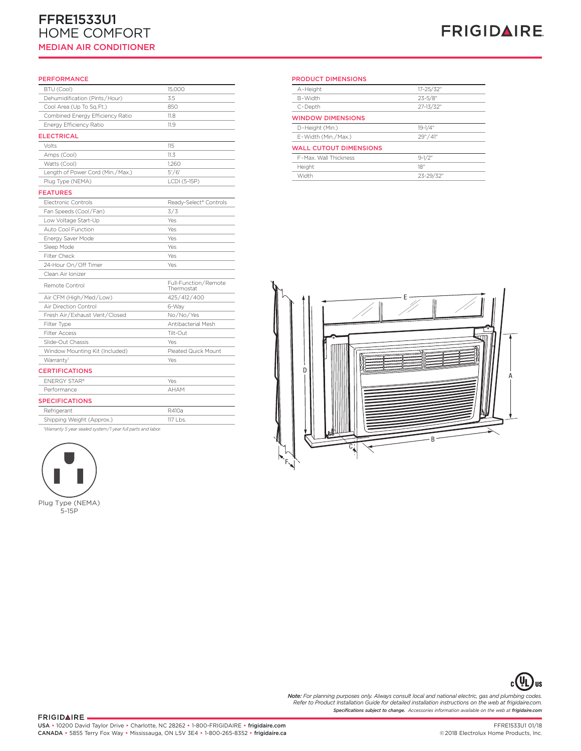# FFRE1533U1
## HOME COMFORT
## MEDIAN AIR CONDITIONER

FRIGIDAIRE

### PERFORMANCE

| | |
|---|---|
| BTU (Cool) | 15,000 |
| Dehumidification (Pints/Hour) | 3.5 |
| Cool Area (Up To Sq.Ft.) | 850 |
| Combined Energy Efficiency Ratio | 11.8 |
| Energy Efficiency Ratio | 11.9 |

### ELECTRICAL

| | |
|---|---|
| Volts | 115 |
| Amps (Cool) | 11.3 |
| Watts (Cool) | 1,260 |
| Length of Power Cord (Min./Max.) | 5'/6' |
| Plug Type (NEMA) | LCDI (5-15P) |

### FEATURES

| | |
|---|---|
| Electronic Controls | Ready-Select® Controls |
| Fan Speeds (Cool/Fan) | 3/3 |
| Low Voltage Start-Up | Yes |
| Auto Cool Function | Yes |
| Energy Saver Mode | Yes |
| Sleep Mode | Yes |
| Filter Check | Yes |
| 24-Hour On/Off Timer | Yes |
| Clean Air Ionizer | |
| Remote Control | Full-Function/Remote Thermostat |
| Air CFM (High/Med/Low) | 425/412/400 |
| Air Direction Control | 6-Way |
| Fresh Air/Exhaust Vent/Closed | No/No/Yes |
| Filter Type | Antibacterial Mesh |
| Filter Access | Tilt-Out |
| Slide-Out Chassis | Yes |
| Window Mounting Kit (Included) | Pleated Quick Mount |
| Warranty[1] | Yes |

### CERTIFICATIONS

| | |
|---|---|
| ENERGY STAR® | Yes |
| Performance | AHAM |

### SPECIFICATIONS

| | |
|---|---|
| Refrigerant | R410a |
| Shipping Weight (Approx.) | 117 Lbs. |

*[1]Warranty 5 year sealed system/1 year full parts and labor.*

Plug Type (NEMA) 5-15P

### PRODUCT DIMENSIONS

| | |
|---|---|
| A-Height | 17-25/32" |
| B-Width | 23-5/8" |
| C-Depth | 27-13/32" |

### WINDOW DIMENSIONS

| | |
|---|---|
| D-Height (Min.) | 19-1/4" |
| E-Width (Min./Max.) | 29"/41" |

### WALL CUTOUT DIMENSIONS

| | |
|---|---|
| F-Max. Wall Thickness | 9-1/2" |
| Height | 18" |
| Width | 23-29/32" |

E
D
A
C
B
F

*Note: For planning purposes only. Always consult local and national electric, gas and plumbing codes. Refer to Product Installation Guide for detailed installation instructions on the web at frigidaire.com.*

***Specifications subject to change.*** *Accessories information available on the web at* ***frigidaire.com***

FRIGIDAIRE

USA • 10200 David Taylor Drive • Charlotte, NC 28262 • 1-800-FRIGIDAIRE • **frigidaire.com**
CANADA • 5855 Terry Fox Way • Mississauga, ON L5V 3E4 • 1-800-265-8352 • **frigidaire.ca**

FFRE1533U1 01/18
©2018 Electrolux Home Products, Inc.